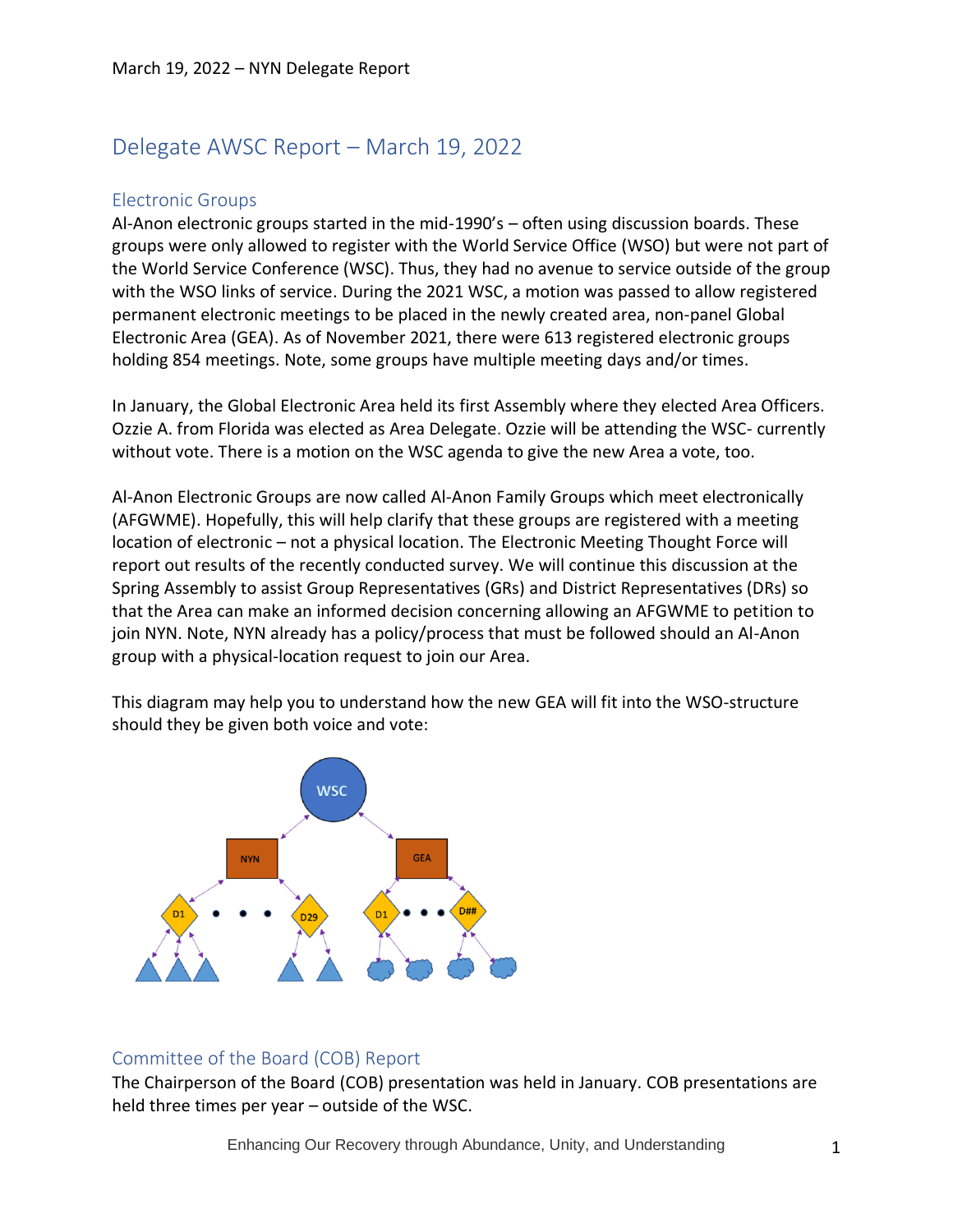# Delegate AWSC Report – March 19, 2022

## Electronic Groups

Al-Anon electronic groups started in the mid-1990's – often using discussion boards. These groups were only allowed to register with the World Service Office (WSO) but were not part of the World Service Conference (WSC). Thus, they had no avenue to service outside of the group with the WSO links of service. During the 2021 WSC, a motion was passed to allow registered permanent electronic meetings to be placed in the newly created area, non-panel Global Electronic Area (GEA). As of November 2021, there were 613 registered electronic groups holding 854 meetings. Note, some groups have multiple meeting days and/or times.

In January, the Global Electronic Area held its first Assembly where they elected Area Officers. Ozzie A. from Florida was elected as Area Delegate. Ozzie will be attending the WSC- currently without vote. There is a motion on the WSC agenda to give the new Area a vote, too.

Al-Anon Electronic Groups are now called Al-Anon Family Groups which meet electronically (AFGWME). Hopefully, this will help clarify that these groups are registered with a meeting location of electronic – not a physical location. The Electronic Meeting Thought Force will report out results of the recently conducted survey. We will continue this discussion at the Spring Assembly to assist Group Representatives (GRs) and District Representatives (DRs) so that the Area can make an informed decision concerning allowing an AFGWME to petition to join NYN. Note, NYN already has a policy/process that must be followed should an Al-Anon group with a physical-location request to join our Area.

This diagram may help you to understand how the new GEA will fit into the WSO-structure should they be given both voice and vote:

WSC

NYN

GEA

D1

D29

D1

D##

## Committee of the Board (COB) Report

The Chairperson of the Board (COB) presentation was held in January. COB presentations are held three times per year – outside of the WSC.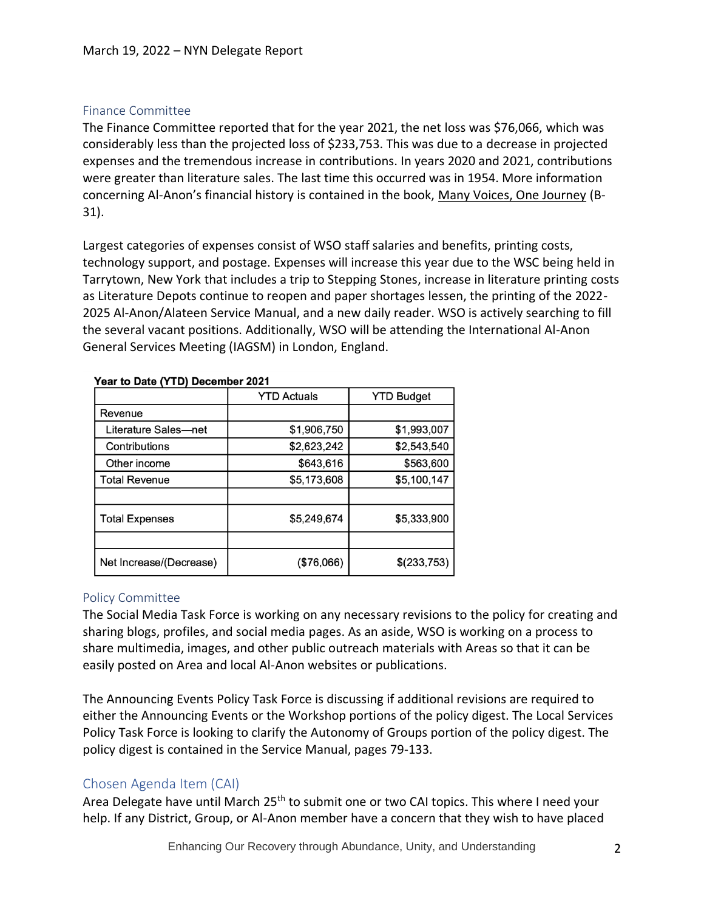## Finance Committee

The Finance Committee reported that for the year 2021, the net loss was $76,066, which was considerably less than the projected loss of $233,753. This was due to a decrease in projected expenses and the tremendous increase in contributions. In years 2020 and 2021, contributions were greater than literature sales. The last time this occurred was in 1954. More information concerning Al-Anon's financial history is contained in the book, Many Voices, One Journey (B-31).

Largest categories of expenses consist of WSO staff salaries and benefits, printing costs, technology support, and postage. Expenses will increase this year due to the WSC being held in Tarrytown, New York that includes a trip to Stepping Stones, increase in literature printing costs as Literature Depots continue to reopen and paper shortages lessen, the printing of the 2022-2025 Al-Anon/Alateen Service Manual, and a new daily reader. WSO is actively searching to fill the several vacant positions. Additionally, WSO will be attending the International Al-Anon General Services Meeting (IAGSM) in London, England.

**Year to Date (YTD) December 2021**

| | YTD Actuals | YTD Budget |
|---|---|---|
| Revenue | | |
| Literature Sales—net | $1,906,750 | $1,993,007 |
| Contributions | $2,623,242 | $2,543,540 |
| Other income | $643,616 | $563,600 |
| Total Revenue | $5,173,608 | $5,100,147 |
| | | |
| Total Expenses | $5,249,674 | $5,333,900 |
| | | |
| Net Increase/(Decrease) | ($76,066) | $(233,753) |

## Policy Committee

The Social Media Task Force is working on any necessary revisions to the policy for creating and sharing blogs, profiles, and social media pages. As an aside, WSO is working on a process to share multimedia, images, and other public outreach materials with Areas so that it can be easily posted on Area and local Al-Anon websites or publications.

The Announcing Events Policy Task Force is discussing if additional revisions are required to either the Announcing Events or the Workshop portions of the policy digest. The Local Services Policy Task Force is looking to clarify the Autonomy of Groups portion of the policy digest. The policy digest is contained in the Service Manual, pages 79-133.

## Chosen Agenda Item (CAI)

Area Delegate have until March 25th to submit one or two CAI topics. This where I need your help. If any District, Group, or Al-Anon member have a concern that they wish to have placed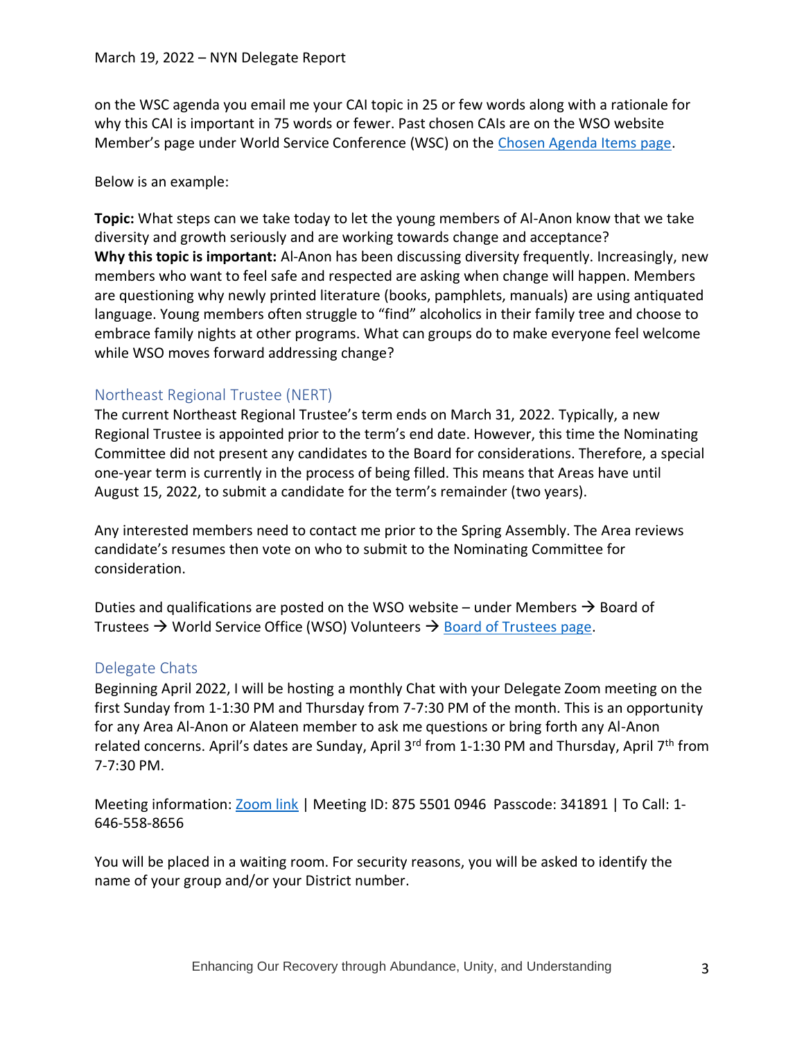on the WSC agenda you email me your CAI topic in 25 or few words along with a rationale for why this CAI is important in 75 words or fewer. Past chosen CAIs are on the WSO website Member's page under World Service Conference (WSC) on the [Chosen Agenda Items page](#).

Below is an example:

**Topic:** What steps can we take today to let the young members of Al-Anon know that we take diversity and growth seriously and are working towards change and acceptance?
**Why this topic is important:** Al-Anon has been discussing diversity frequently. Increasingly, new members who want to feel safe and respected are asking when change will happen. Members are questioning why newly printed literature (books, pamphlets, manuals) are using antiquated language. Young members often struggle to "find" alcoholics in their family tree and choose to embrace family nights at other programs. What can groups do to make everyone feel welcome while WSO moves forward addressing change?

## Northeast Regional Trustee (NERT)

The current Northeast Regional Trustee's term ends on March 31, 2022. Typically, a new Regional Trustee is appointed prior to the term's end date. However, this time the Nominating Committee did not present any candidates to the Board for considerations. Therefore, a special one-year term is currently in the process of being filled. This means that Areas have until August 15, 2022, to submit a candidate for the term's remainder (two years).

Any interested members need to contact me prior to the Spring Assembly. The Area reviews candidate's resumes then vote on who to submit to the Nominating Committee for consideration.

Duties and qualifications are posted on the WSO website – under Members → Board of Trustees → World Service Office (WSO) Volunteers → [Board of Trustees page](#).

## Delegate Chats

Beginning April 2022, I will be hosting a monthly Chat with your Delegate Zoom meeting on the first Sunday from 1-1:30 PM and Thursday from 7-7:30 PM of the month. This is an opportunity for any Area Al-Anon or Alateen member to ask me questions or bring forth any Al-Anon related concerns. April's dates are Sunday, April 3rd from 1-1:30 PM and Thursday, April 7th from 7-7:30 PM.

Meeting information: [Zoom link](#) | Meeting ID: 875 5501 0946 Passcode: 341891 | To Call: 1-646-558-8656

You will be placed in a waiting room. For security reasons, you will be asked to identify the name of your group and/or your District number.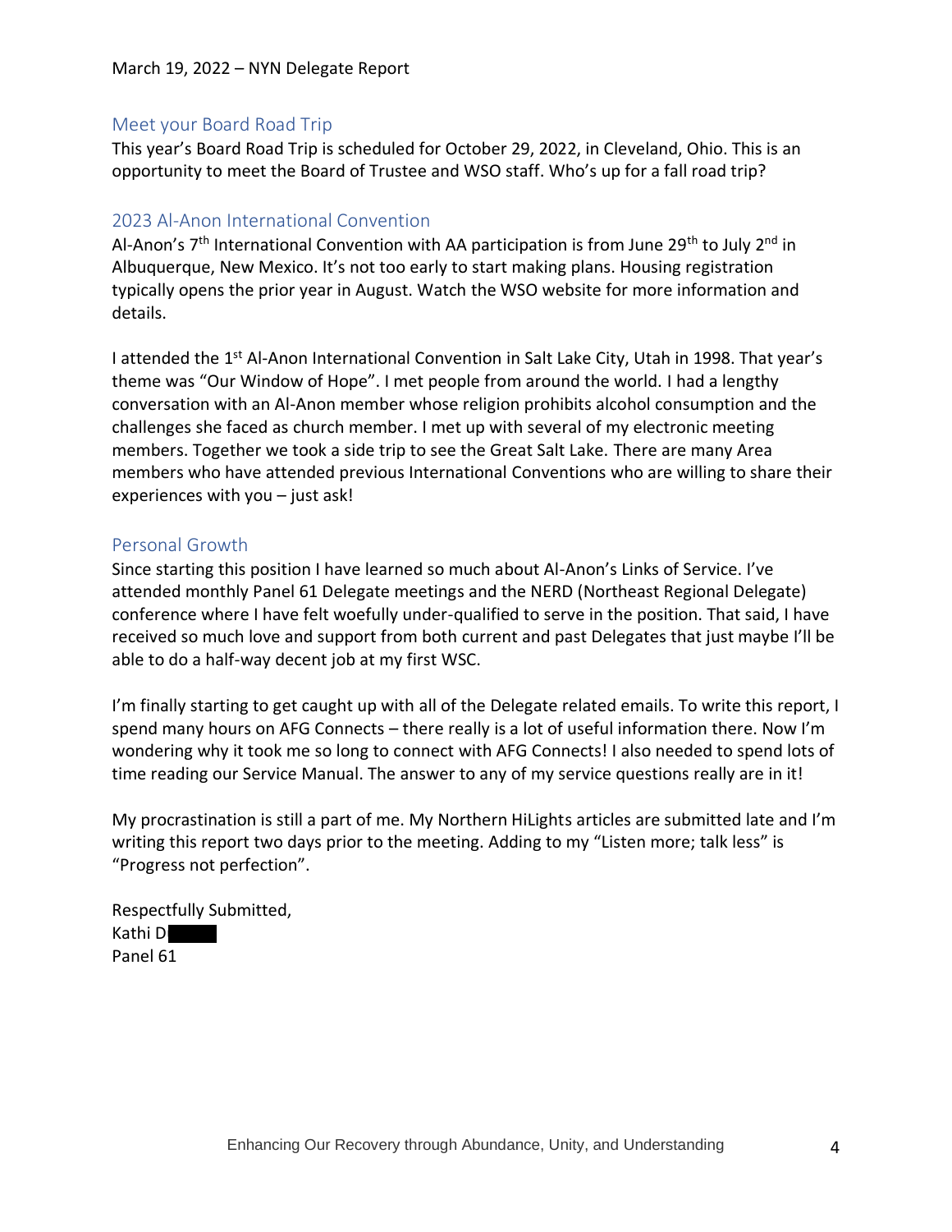March 19, 2022 – NYN Delegate Report

## Meet your Board Road Trip

This year's Board Road Trip is scheduled for October 29, 2022, in Cleveland, Ohio. This is an opportunity to meet the Board of Trustee and WSO staff. Who's up for a fall road trip?

## 2023 Al-Anon International Convention

Al-Anon's 7th International Convention with AA participation is from June 29th to July 2nd in Albuquerque, New Mexico. It's not too early to start making plans. Housing registration typically opens the prior year in August. Watch the WSO website for more information and details.

I attended the 1st Al-Anon International Convention in Salt Lake City, Utah in 1998. That year's theme was "Our Window of Hope". I met people from around the world. I had a lengthy conversation with an Al-Anon member whose religion prohibits alcohol consumption and the challenges she faced as church member. I met up with several of my electronic meeting members. Together we took a side trip to see the Great Salt Lake. There are many Area members who have attended previous International Conventions who are willing to share their experiences with you – just ask!

## Personal Growth

Since starting this position I have learned so much about Al-Anon's Links of Service. I've attended monthly Panel 61 Delegate meetings and the NERD (Northeast Regional Delegate) conference where I have felt woefully under-qualified to serve in the position. That said, I have received so much love and support from both current and past Delegates that just maybe I'll be able to do a half-way decent job at my first WSC.

I'm finally starting to get caught up with all of the Delegate related emails. To write this report, I spend many hours on AFG Connects – there really is a lot of useful information there. Now I'm wondering why it took me so long to connect with AFG Connects! I also needed to spend lots of time reading our Service Manual. The answer to any of my service questions really are in it!

My procrastination is still a part of me. My Northern HiLights articles are submitted late and I'm writing this report two days prior to the meeting. Adding to my "Listen more; talk less" is "Progress not perfection".

Respectfully Submitted,
Kathi D
Panel 61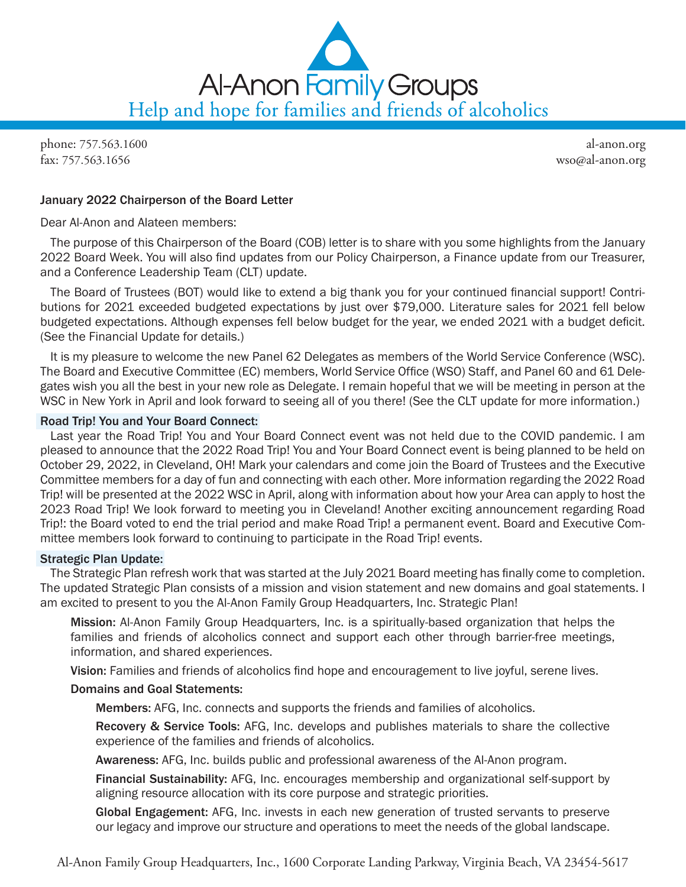# Al-Anon Family Groups

Help and hope for families and friends of alcoholics

phone: 757.563.1600
fax: 757.563.1656

al-anon.org
wso@al-anon.org

## January 2022 Chairperson of the Board Letter

Dear Al-Anon and Alateen members:

The purpose of this Chairperson of the Board (COB) letter is to share with you some highlights from the January 2022 Board Week. You will also find updates from our Policy Chairperson, a Finance update from our Treasurer, and a Conference Leadership Team (CLT) update.

The Board of Trustees (BOT) would like to extend a big thank you for your continued financial support! Contributions for 2021 exceeded budgeted expectations by just over $79,000. Literature sales for 2021 fell below budgeted expectations. Although expenses fell below budget for the year, we ended 2021 with a budget deficit. (See the Financial Update for details.)

It is my pleasure to welcome the new Panel 62 Delegates as members of the World Service Conference (WSC). The Board and Executive Committee (EC) members, World Service Office (WSO) Staff, and Panel 60 and 61 Delegates wish you all the best in your new role as Delegate. I remain hopeful that we will be meeting in person at the WSC in New York in April and look forward to seeing all of you there! (See the CLT update for more information.)

### Road Trip! You and Your Board Connect:

Last year the Road Trip! You and Your Board Connect event was not held due to the COVID pandemic. I am pleased to announce that the 2022 Road Trip! You and Your Board Connect event is being planned to be held on October 29, 2022, in Cleveland, OH! Mark your calendars and come join the Board of Trustees and the Executive Committee members for a day of fun and connecting with each other. More information regarding the 2022 Road Trip! will be presented at the 2022 WSC in April, along with information about how your Area can apply to host the 2023 Road Trip! We look forward to meeting you in Cleveland! Another exciting announcement regarding Road Trip!: the Board voted to end the trial period and make Road Trip! a permanent event. Board and Executive Committee members look forward to continuing to participate in the Road Trip! events.

### Strategic Plan Update:

The Strategic Plan refresh work that was started at the July 2021 Board meeting has finally come to completion. The updated Strategic Plan consists of a mission and vision statement and new domains and goal statements. I am excited to present to you the Al-Anon Family Group Headquarters, Inc. Strategic Plan!

**Mission:** Al-Anon Family Group Headquarters, Inc. is a spiritually-based organization that helps the families and friends of alcoholics connect and support each other through barrier-free meetings, information, and shared experiences.

**Vision:** Families and friends of alcoholics find hope and encouragement to live joyful, serene lives.

**Domains and Goal Statements:**

- **Members:** AFG, Inc. connects and supports the friends and families of alcoholics.
- **Recovery & Service Tools:** AFG, Inc. develops and publishes materials to share the collective experience of the families and friends of alcoholics.
- **Awareness:** AFG, Inc. builds public and professional awareness of the Al-Anon program.
- **Financial Sustainability:** AFG, Inc. encourages membership and organizational self-support by aligning resource allocation with its core purpose and strategic priorities.
- **Global Engagement:** AFG, Inc. invests in each new generation of trusted servants to preserve our legacy and improve our structure and operations to meet the needs of the global landscape.

Al-Anon Family Group Headquarters, Inc., 1600 Corporate Landing Parkway, Virginia Beach, VA 23454-5617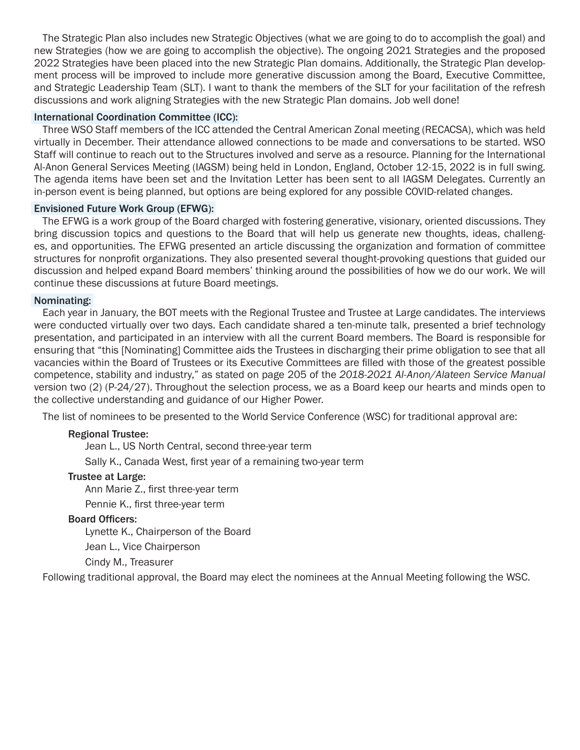The Strategic Plan also includes new Strategic Objectives (what we are going to do to accomplish the goal) and new Strategies (how we are going to accomplish the objective). The ongoing 2021 Strategies and the proposed 2022 Strategies have been placed into the new Strategic Plan domains. Additionally, the Strategic Plan development process will be improved to include more generative discussion among the Board, Executive Committee, and Strategic Leadership Team (SLT). I want to thank the members of the SLT for your facilitation of the refresh discussions and work aligning Strategies with the new Strategic Plan domains. Job well done!

### International Coordination Committee (ICC):

Three WSO Staff members of the ICC attended the Central American Zonal meeting (RECACSA), which was held virtually in December. Their attendance allowed connections to be made and conversations to be started. WSO Staff will continue to reach out to the Structures involved and serve as a resource. Planning for the International Al-Anon General Services Meeting (IAGSM) being held in London, England, October 12-15, 2022 is in full swing. The agenda items have been set and the Invitation Letter has been sent to all IAGSM Delegates. Currently an in-person event is being planned, but options are being explored for any possible COVID-related changes.

### Envisioned Future Work Group (EFWG):

The EFWG is a work group of the Board charged with fostering generative, visionary, oriented discussions. They bring discussion topics and questions to the Board that will help us generate new thoughts, ideas, challenges, and opportunities. The EFWG presented an article discussing the organization and formation of committee structures for nonprofit organizations. They also presented several thought-provoking questions that guided our discussion and helped expand Board members' thinking around the possibilities of how we do our work. We will continue these discussions at future Board meetings.

### Nominating:

Each year in January, the BOT meets with the Regional Trustee and Trustee at Large candidates. The interviews were conducted virtually over two days. Each candidate shared a ten-minute talk, presented a brief technology presentation, and participated in an interview with all the current Board members. The Board is responsible for ensuring that "this [Nominating] Committee aids the Trustees in discharging their prime obligation to see that all vacancies within the Board of Trustees or its Executive Committees are filled with those of the greatest possible competence, stability and industry," as stated on page 205 of the *2018-2021 Al-Anon/Alateen Service Manual* version two (2) (P-24/27). Throughout the selection process, we as a Board keep our hearts and minds open to the collective understanding and guidance of our Higher Power.

The list of nominees to be presented to the World Service Conference (WSC) for traditional approval are:

**Regional Trustee:**

Jean L., US North Central, second three-year term

Sally K., Canada West, first year of a remaining two-year term

**Trustee at Large:**

Ann Marie Z., first three-year term

Pennie K., first three-year term

**Board Officers:**

Lynette K., Chairperson of the Board

Jean L., Vice Chairperson

Cindy M., Treasurer

Following traditional approval, the Board may elect the nominees at the Annual Meeting following the WSC.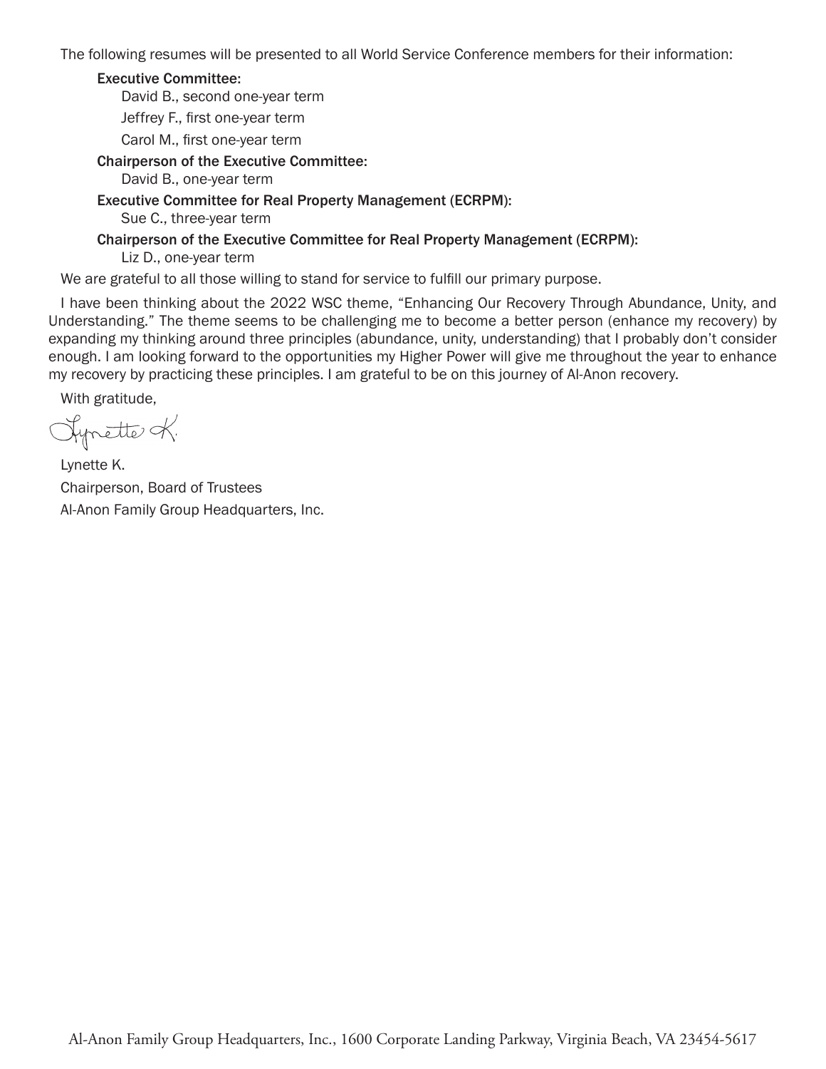The following resumes will be presented to all World Service Conference members for their information:

**Executive Committee:**

David B., second one-year term

Jeffrey F., first one-year term

Carol M., first one-year term

**Chairperson of the Executive Committee:**

David B., one-year term

**Executive Committee for Real Property Management (ECRPM):**

Sue C., three-year term

**Chairperson of the Executive Committee for Real Property Management (ECRPM):**

Liz D., one-year term

We are grateful to all those willing to stand for service to fulfill our primary purpose.

I have been thinking about the 2022 WSC theme, "Enhancing Our Recovery Through Abundance, Unity, and Understanding." The theme seems to be challenging me to become a better person (enhance my recovery) by expanding my thinking around three principles (abundance, unity, understanding) that I probably don't consider enough. I am looking forward to the opportunities my Higher Power will give me throughout the year to enhance my recovery by practicing these principles. I am grateful to be on this journey of Al-Anon recovery.

With gratitude,

Lynette K.

Lynette K.

Chairperson, Board of Trustees

Al-Anon Family Group Headquarters, Inc.

Al-Anon Family Group Headquarters, Inc., 1600 Corporate Landing Parkway, Virginia Beach, VA 23454-5617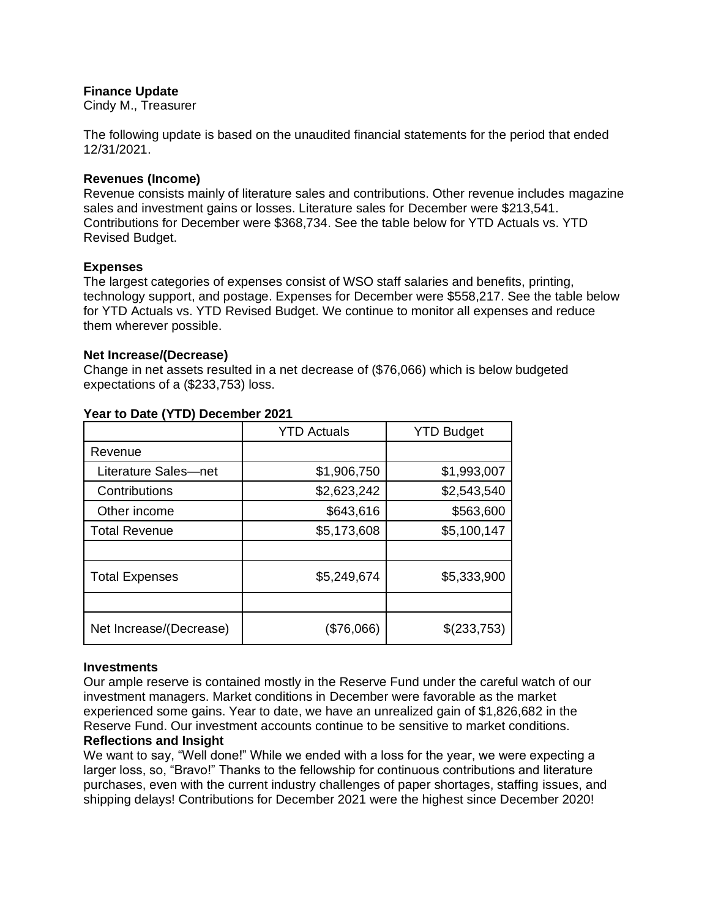**Finance Update**

Cindy M., Treasurer

The following update is based on the unaudited financial statements for the period that ended 12/31/2021.

**Revenues (Income)**

Revenue consists mainly of literature sales and contributions. Other revenue includes magazine sales and investment gains or losses. Literature sales for December were $213,541. Contributions for December were $368,734. See the table below for YTD Actuals vs. YTD Revised Budget.

**Expenses**

The largest categories of expenses consist of WSO staff salaries and benefits, printing, technology support, and postage. Expenses for December were $558,217. See the table below for YTD Actuals vs. YTD Revised Budget. We continue to monitor all expenses and reduce them wherever possible.

**Net Increase/(Decrease)**

Change in net assets resulted in a net decrease of ($76,066) which is below budgeted expectations of a ($233,753) loss.

**Year to Date (YTD) December 2021**

| | YTD Actuals | YTD Budget |
|---|---|---|
| Revenue | | |
| Literature Sales—net | $1,906,750 | $1,993,007 |
| Contributions | $2,623,242 | $2,543,540 |
| Other income | $643,616 | $563,600 |
| Total Revenue | $5,173,608 | $5,100,147 |
| | | |
| Total Expenses | $5,249,674 | $5,333,900 |
| | | |
| Net Increase/(Decrease) | ($76,066) | $(233,753) |

**Investments**

Our ample reserve is contained mostly in the Reserve Fund under the careful watch of our investment managers. Market conditions in December were favorable as the market experienced some gains. Year to date, we have an unrealized gain of $1,826,682 in the Reserve Fund. Our investment accounts continue to be sensitive to market conditions.

**Reflections and Insight**

We want to say, "Well done!" While we ended with a loss for the year, we were expecting a larger loss, so, "Bravo!" Thanks to the fellowship for continuous contributions and literature purchases, even with the current industry challenges of paper shortages, staffing issues, and shipping delays! Contributions for December 2021 were the highest since December 2020!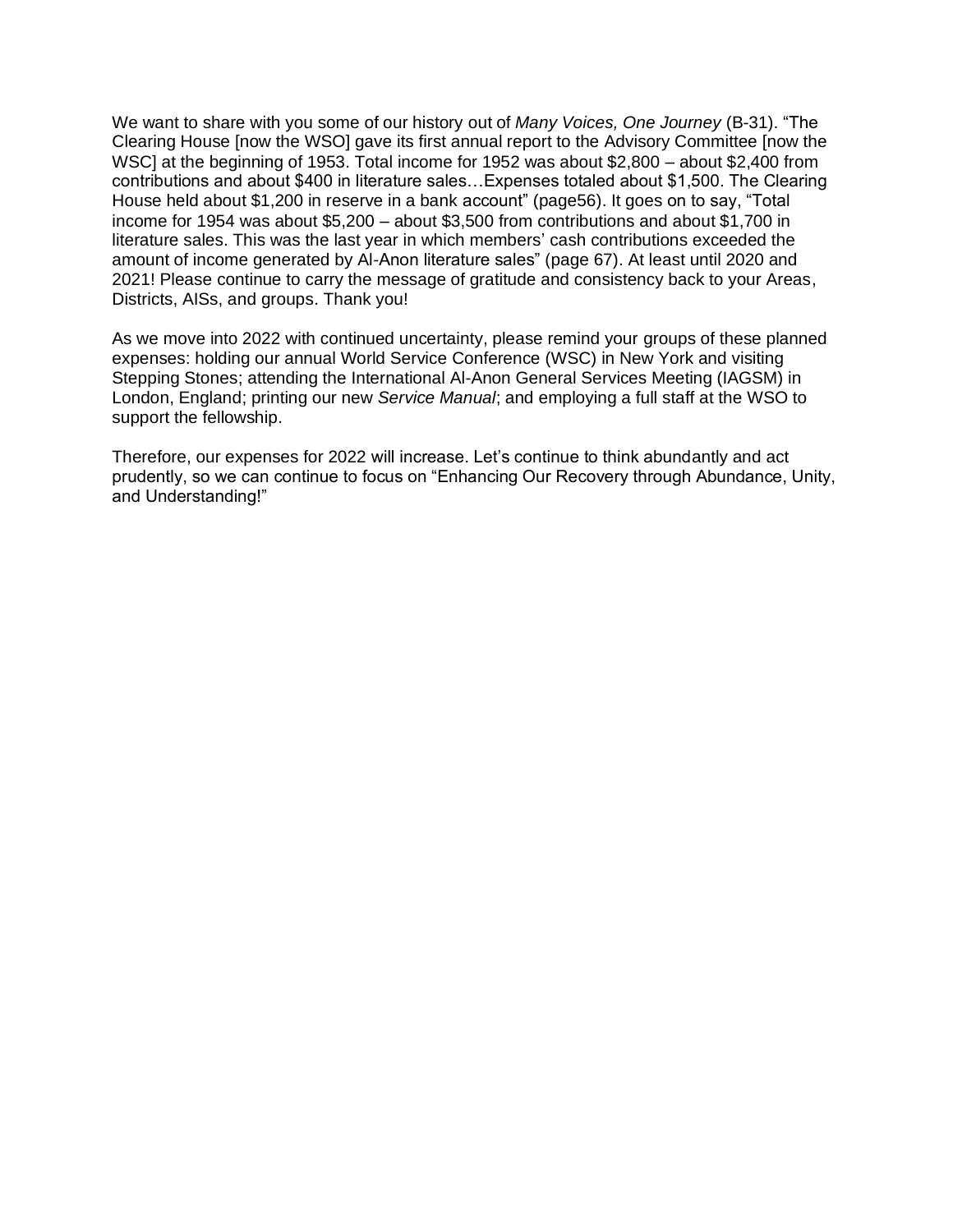We want to share with you some of our history out of *Many Voices, One Journey* (B-31). "The Clearing House [now the WSO] gave its first annual report to the Advisory Committee [now the WSC] at the beginning of 1953. Total income for 1952 was about $2,800 – about $2,400 from contributions and about $400 in literature sales…Expenses totaled about $1,500. The Clearing House held about $1,200 in reserve in a bank account" (page56). It goes on to say, "Total income for 1954 was about $5,200 – about $3,500 from contributions and about $1,700 in literature sales. This was the last year in which members' cash contributions exceeded the amount of income generated by Al-Anon literature sales" (page 67). At least until 2020 and 2021! Please continue to carry the message of gratitude and consistency back to your Areas, Districts, AISs, and groups. Thank you!

As we move into 2022 with continued uncertainty, please remind your groups of these planned expenses: holding our annual World Service Conference (WSC) in New York and visiting Stepping Stones; attending the International Al-Anon General Services Meeting (IAGSM) in London, England; printing our new *Service Manual*; and employing a full staff at the WSO to support the fellowship.

Therefore, our expenses for 2022 will increase. Let's continue to think abundantly and act prudently, so we can continue to focus on "Enhancing Our Recovery through Abundance, Unity, and Understanding!"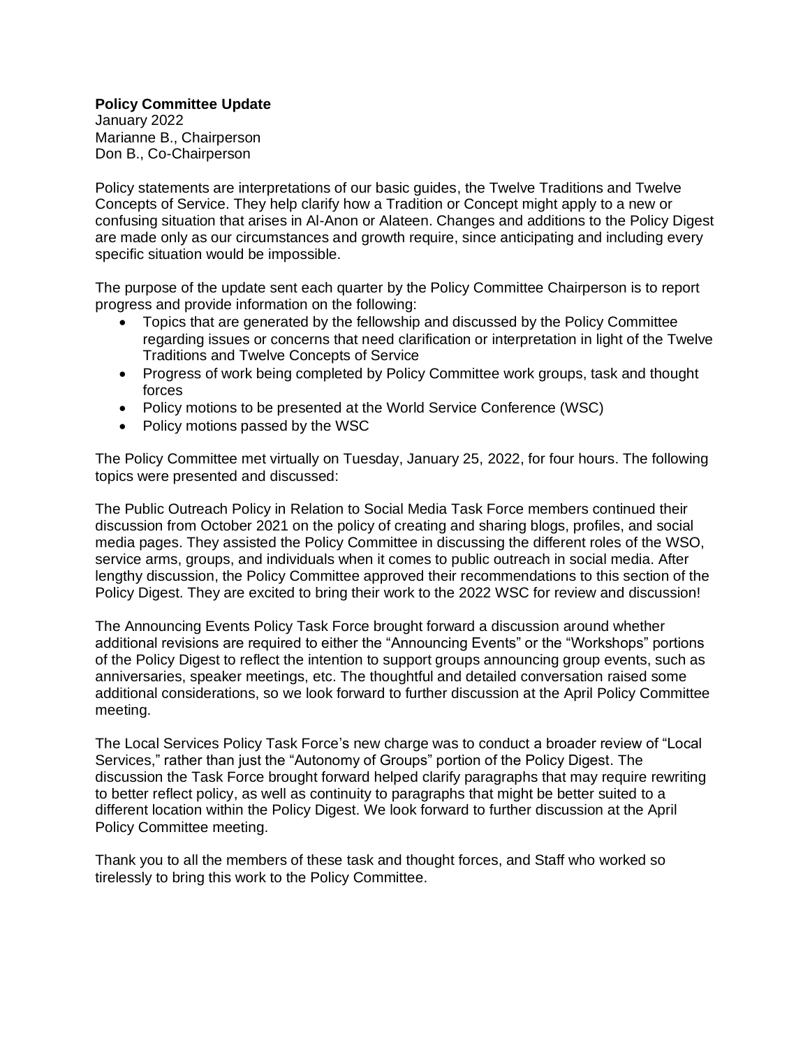**Policy Committee Update**

January 2022
Marianne B., Chairperson
Don B., Co-Chairperson

Policy statements are interpretations of our basic guides, the Twelve Traditions and Twelve Concepts of Service. They help clarify how a Tradition or Concept might apply to a new or confusing situation that arises in Al-Anon or Alateen. Changes and additions to the Policy Digest are made only as our circumstances and growth require, since anticipating and including every specific situation would be impossible.

The purpose of the update sent each quarter by the Policy Committee Chairperson is to report progress and provide information on the following:

- Topics that are generated by the fellowship and discussed by the Policy Committee regarding issues or concerns that need clarification or interpretation in light of the Twelve Traditions and Twelve Concepts of Service
- Progress of work being completed by Policy Committee work groups, task and thought forces
- Policy motions to be presented at the World Service Conference (WSC)
- Policy motions passed by the WSC

The Policy Committee met virtually on Tuesday, January 25, 2022, for four hours. The following topics were presented and discussed:

The Public Outreach Policy in Relation to Social Media Task Force members continued their discussion from October 2021 on the policy of creating and sharing blogs, profiles, and social media pages. They assisted the Policy Committee in discussing the different roles of the WSO, service arms, groups, and individuals when it comes to public outreach in social media. After lengthy discussion, the Policy Committee approved their recommendations to this section of the Policy Digest. They are excited to bring their work to the 2022 WSC for review and discussion!

The Announcing Events Policy Task Force brought forward a discussion around whether additional revisions are required to either the "Announcing Events" or the "Workshops" portions of the Policy Digest to reflect the intention to support groups announcing group events, such as anniversaries, speaker meetings, etc. The thoughtful and detailed conversation raised some additional considerations, so we look forward to further discussion at the April Policy Committee meeting.

The Local Services Policy Task Force's new charge was to conduct a broader review of "Local Services," rather than just the "Autonomy of Groups" portion of the Policy Digest. The discussion the Task Force brought forward helped clarify paragraphs that may require rewriting to better reflect policy, as well as continuity to paragraphs that might be better suited to a different location within the Policy Digest. We look forward to further discussion at the April Policy Committee meeting.

Thank you to all the members of these task and thought forces, and Staff who worked so tirelessly to bring this work to the Policy Committee.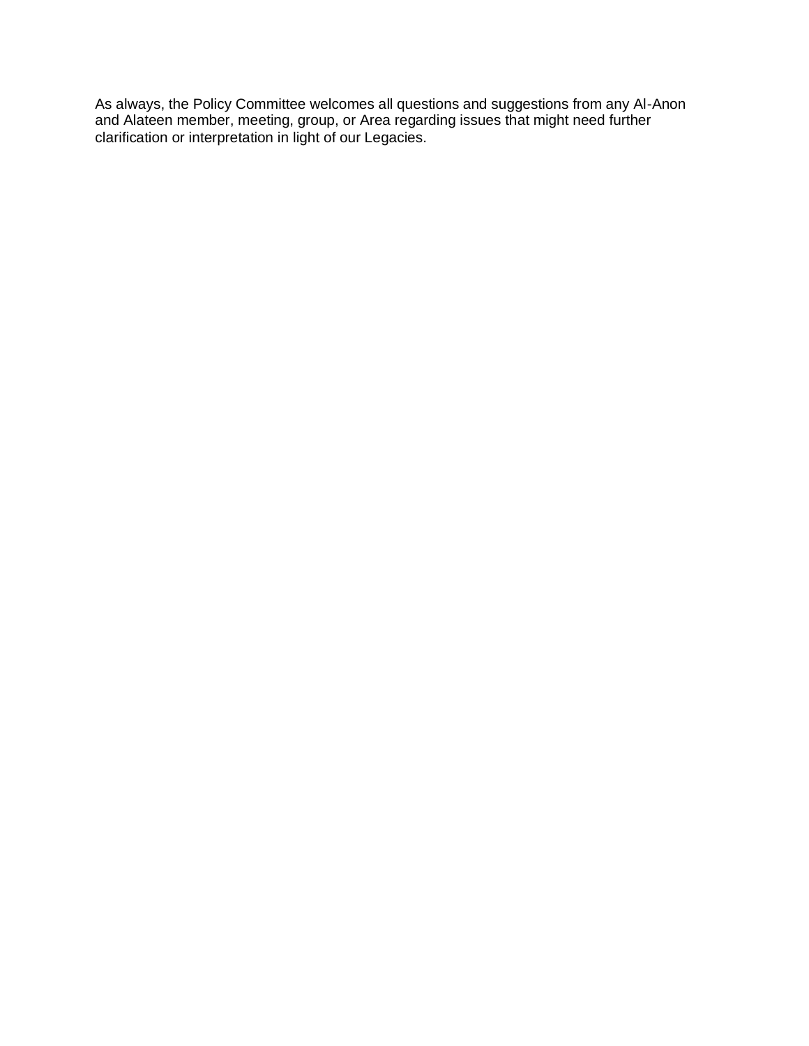As always, the Policy Committee welcomes all questions and suggestions from any Al-Anon and Alateen member, meeting, group, or Area regarding issues that might need further clarification or interpretation in light of our Legacies.